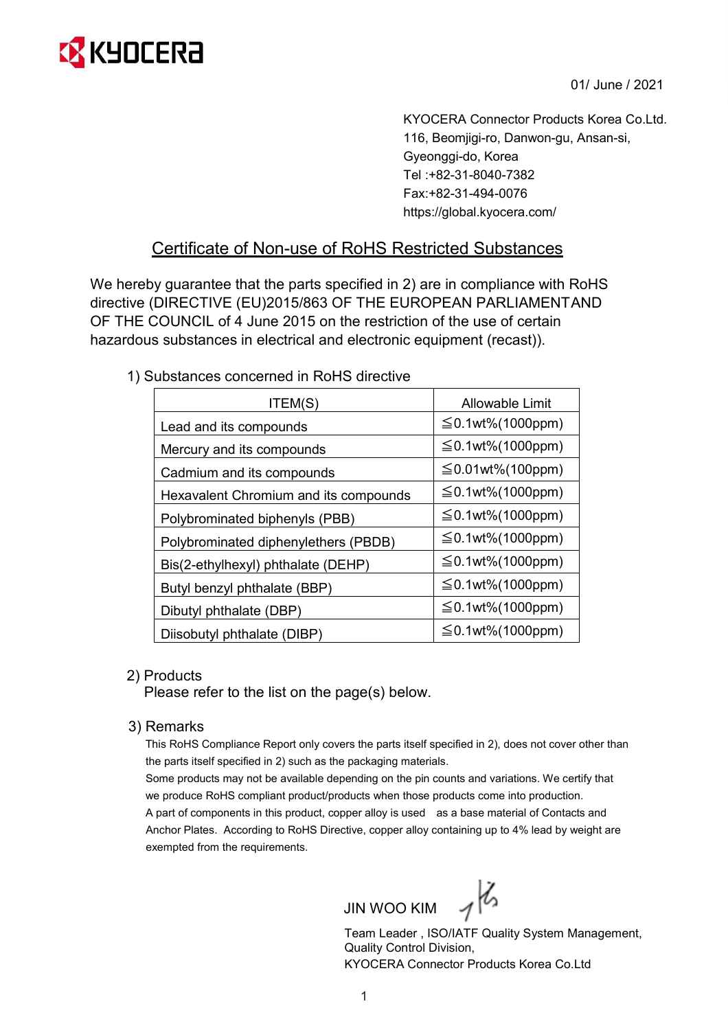KYOCERA

01/ June / 2021

KYOCERA Connector Products Korea Co.Ltd.
116, Beomjigi-ro, Danwon-gu, Ansan-si,
Gyeonggi-do, Korea
Tel :+82-31-8040-7382
Fax:+82-31-494-0076
https://global.kyocera.com/

# Certificate of Non-use of RoHS Restricted Substances

We hereby guarantee that the parts specified in 2) are in compliance with RoHS directive (DIRECTIVE (EU)2015/863 OF THE EUROPEAN PARLIAMENTAND OF THE COUNCIL of 4 June 2015 on the restriction of the use of certain hazardous substances in electrical and electronic equipment (recast)).

1) Substances concerned in RoHS directive

| ITEM(S) | Allowable Limit |
|---|---|
| Lead and its compounds | ≦0.1wt%(1000ppm) |
| Mercury and its compounds | ≦0.1wt%(1000ppm) |
| Cadmium and its compounds | ≦0.01wt%(100ppm) |
| Hexavalent Chromium and its compounds | ≦0.1wt%(1000ppm) |
| Polybrominated biphenyls (PBB) | ≦0.1wt%(1000ppm) |
| Polybrominated diphenylethers (PBDB) | ≦0.1wt%(1000ppm) |
| Bis(2-ethylhexyl) phthalate (DEHP) | ≦0.1wt%(1000ppm) |
| Butyl benzyl phthalate (BBP) | ≦0.1wt%(1000ppm) |
| Dibutyl phthalate (DBP) | ≦0.1wt%(1000ppm) |
| Diisobutyl phthalate (DIBP) | ≦0.1wt%(1000ppm) |

2) Products

Please refer to the list on the page(s) below.

3) Remarks

This RoHS Compliance Report only covers the parts itself specified in 2), does not cover other than the parts itself specified in 2) such as the packaging materials.
Some products may not be available depending on the pin counts and variations. We certify that we produce RoHS compliant product/products when those products come into production.
A part of components in this product, copper alloy is used as a base material of Contacts and Anchor Plates. According to RoHS Directive, copper alloy containing up to 4% lead by weight are exempted from the requirements.

JIN WOO KIM

Team Leader , ISO/IATF Quality System Management,
Quality Control Division,
KYOCERA Connector Products Korea Co.Ltd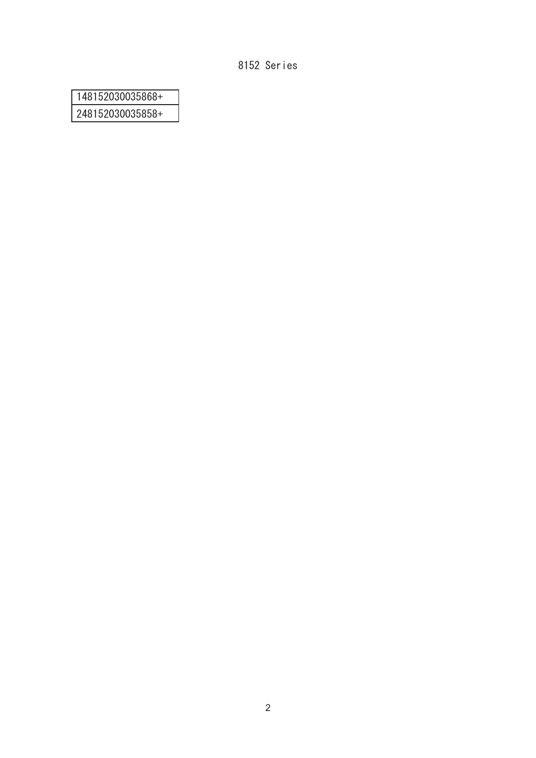8152 Series

| |
|---|
| 148152030035868+ |
| 248152030035858+ |